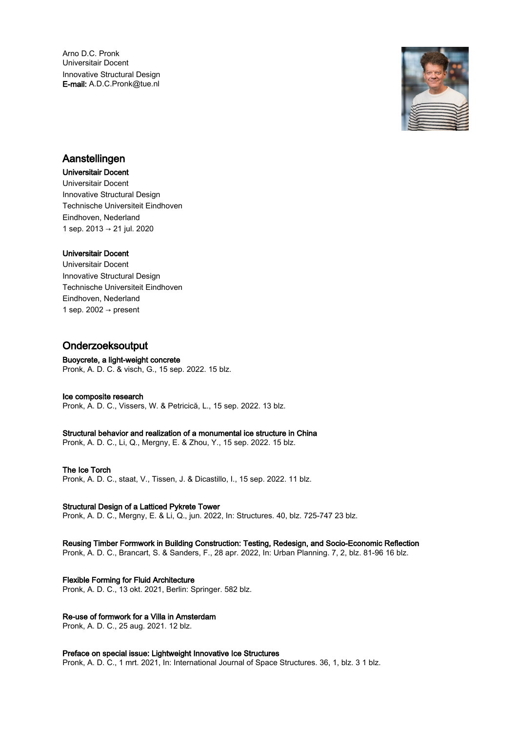Arno D.C. Pronk
Universitair Docent
Innovative Structural Design
**E-mail:** A.D.C.Pronk@tue.nl

## Aanstellingen

**Universitair Docent**
Universitair Docent
Innovative Structural Design
Technische Universiteit Eindhoven
Eindhoven, Nederland
1 sep. 2013 → 21 jul. 2020

**Universitair Docent**
Universitair Docent
Innovative Structural Design
Technische Universiteit Eindhoven
Eindhoven, Nederland
1 sep. 2002 → present

## Onderzoeksoutput

**Buoycrete, a light-weight concrete**
Pronk, A. D. C. & visch, G., 15 sep. 2022. 15 blz.

**Ice composite research**
Pronk, A. D. C., Vissers, W. & Petricică, L., 15 sep. 2022. 13 blz.

**Structural behavior and realization of a monumental ice structure in China**
Pronk, A. D. C., Li, Q., Mergny, E. & Zhou, Y., 15 sep. 2022. 15 blz.

**The Ice Torch**
Pronk, A. D. C., staat, V., Tissen, J. & Dicastillo, I., 15 sep. 2022. 11 blz.

**Structural Design of a Latticed Pykrete Tower**
Pronk, A. D. C., Mergny, E. & Li, Q., jun. 2022, In: Structures. 40, blz. 725-747 23 blz.

**Reusing Timber Formwork in Building Construction: Testing, Redesign, and Socio-Economic Reflection**
Pronk, A. D. C., Brancart, S. & Sanders, F., 28 apr. 2022, In: Urban Planning. 7, 2, blz. 81-96 16 blz.

**Flexible Forming for Fluid Architecture**
Pronk, A. D. C., 13 okt. 2021, Berlin: Springer. 582 blz.

**Re-use of formwork for a Villa in Amsterdam**
Pronk, A. D. C., 25 aug. 2021. 12 blz.

**Preface on special issue: Lightweight Innovative Ice Structures**
Pronk, A. D. C., 1 mrt. 2021, In: International Journal of Space Structures. 36, 1, blz. 3 1 blz.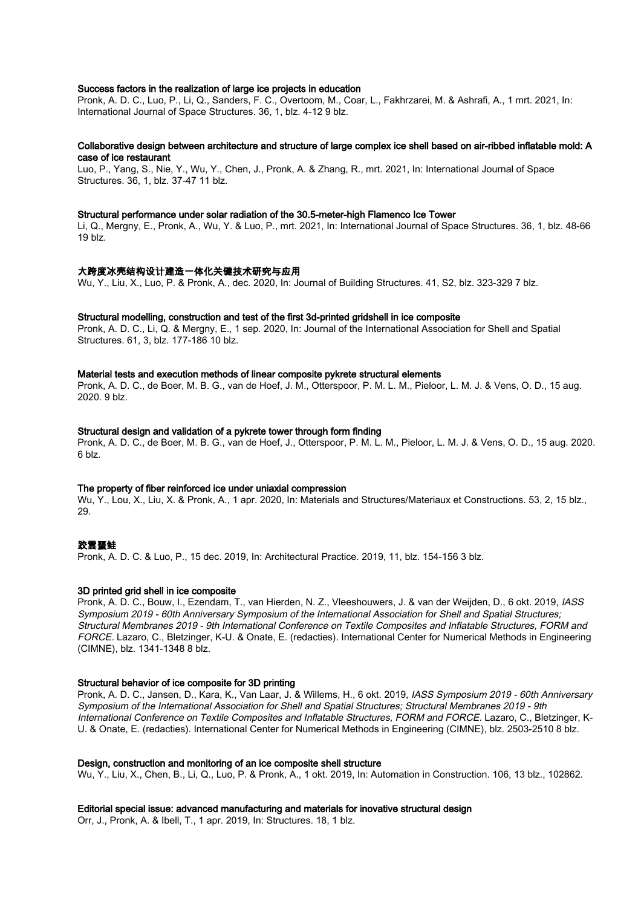**Success factors in the realization of large ice projects in education**
Pronk, A. D. C., Luo, P., Li, Q., Sanders, F. C., Overtoom, M., Coar, L., Fakhrzarei, M. & Ashrafi, A., 1 mrt. 2021, In: International Journal of Space Structures. 36, 1, blz. 4-12 9 blz.

**Collaborative design between architecture and structure of large complex ice shell based on air-ribbed inflatable mold: A case of ice restaurant**
Luo, P., Yang, S., Nie, Y., Wu, Y., Chen, J., Pronk, A. & Zhang, R., mrt. 2021, In: International Journal of Space Structures. 36, 1, blz. 37-47 11 blz.

**Structural performance under solar radiation of the 30.5-meter-high Flamenco Ice Tower**
Li, Q., Mergny, E., Pronk, A., Wu, Y. & Luo, P., mrt. 2021, In: International Journal of Space Structures. 36, 1, blz. 48-66 19 blz.

**大跨度冰壳结构设计建造一体化关键技术研究与应用**
Wu, Y., Liu, X., Luo, P. & Pronk, A., dec. 2020, In: Journal of Building Structures. 41, S2, blz. 323-329 7 blz.

**Structural modelling, construction and test of the first 3d-printed gridshell in ice composite**
Pronk, A. D. C., Li, Q. & Mergny, E., 1 sep. 2020, In: Journal of the International Association for Shell and Spatial Structures. 61, 3, blz. 177-186 10 blz.

**Material tests and execution methods of linear composite pykrete structural elements**
Pronk, A. D. C., de Boer, M. B. G., van de Hoef, J. M., Otterspoor, P. M. L. M., Pieloor, L. M. J. & Vens, O. D., 15 aug. 2020. 9 blz.

**Structural design and validation of a pykrete tower through form finding**
Pronk, A. D. C., de Boer, M. B. G., van de Hoef, J., Otterspoor, P. M. L. M., Pieloor, L. M. J. & Vens, O. D., 15 aug. 2020. 6 blz.

**The property of fiber reinforced ice under uniaxial compression**
Wu, Y., Lou, X., Liu, X. & Pronk, A., 1 apr. 2020, In: Materials and Structures/Materiaux et Constructions. 53, 2, 15 blz., 29.

**欧雲珊鮭**
Pronk, A. D. C. & Luo, P., 15 dec. 2019, In: Architectural Practice. 2019, 11, blz. 154-156 3 blz.

**3D printed grid shell in ice composite**
Pronk, A. D. C., Bouw, I., Ezendam, T., van Hierden, N. Z., Vleeshouwers, J. & van der Weijden, D., 6 okt. 2019, *IASS Symposium 2019 - 60th Anniversary Symposium of the International Association for Shell and Spatial Structures; Structural Membranes 2019 - 9th International Conference on Textile Composites and Inflatable Structures, FORM and FORCE*. Lazaro, C., Bletzinger, K-U. & Onate, E. (redacties). International Center for Numerical Methods in Engineering (CIMNE), blz. 1341-1348 8 blz.

**Structural behavior of ice composite for 3D printing**
Pronk, A. D. C., Jansen, D., Kara, K., Van Laar, J. & Willems, H., 6 okt. 2019, *IASS Symposium 2019 - 60th Anniversary Symposium of the International Association for Shell and Spatial Structures; Structural Membranes 2019 - 9th International Conference on Textile Composites and Inflatable Structures, FORM and FORCE*. Lazaro, C., Bletzinger, K-U. & Onate, E. (redacties). International Center for Numerical Methods in Engineering (CIMNE), blz. 2503-2510 8 blz.

**Design, construction and monitoring of an ice composite shell structure**
Wu, Y., Liu, X., Chen, B., Li, Q., Luo, P. & Pronk, A., 1 okt. 2019, In: Automation in Construction. 106, 13 blz., 102862.

**Editorial special issue: advanced manufacturing and materials for inovative structural design**
Orr, J., Pronk, A. & Ibell, T., 1 apr. 2019, In: Structures. 18, 1 blz.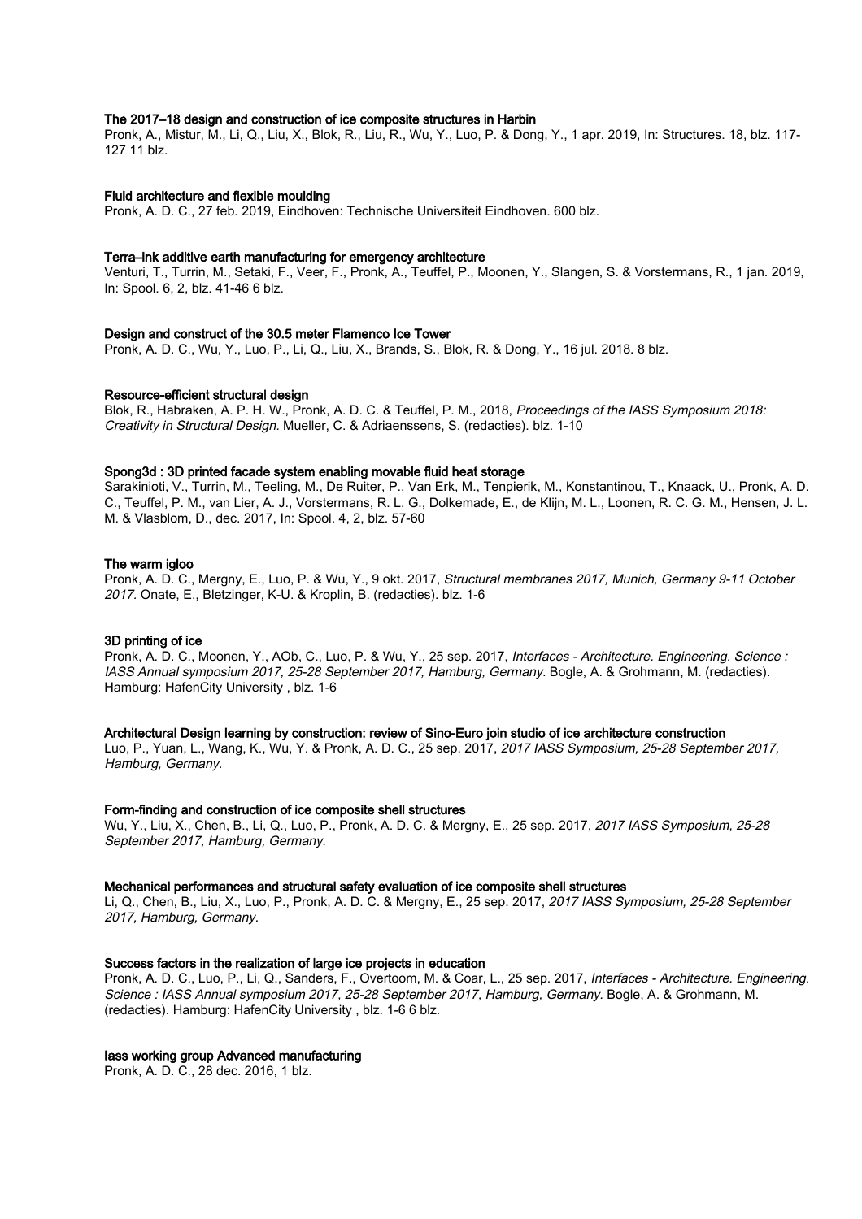**The 2017–18 design and construction of ice composite structures in Harbin**

Pronk, A., Mistur, M., Li, Q., Liu, X., Blok, R., Liu, R., Wu, Y., Luo, P. & Dong, Y., 1 apr. 2019, In: Structures. 18, blz. 117-127 11 blz.

**Fluid architecture and flexible moulding**

Pronk, A. D. C., 27 feb. 2019, Eindhoven: Technische Universiteit Eindhoven. 600 blz.

**Terra–ink additive earth manufacturing for emergency architecture**

Venturi, T., Turrin, M., Setaki, F., Veer, F., Pronk, A., Teuffel, P., Moonen, Y., Slangen, S. & Vorstermans, R., 1 jan. 2019, In: Spool. 6, 2, blz. 41-46 6 blz.

**Design and construct of the 30.5 meter Flamenco Ice Tower**

Pronk, A. D. C., Wu, Y., Luo, P., Li, Q., Liu, X., Brands, S., Blok, R. & Dong, Y., 16 jul. 2018. 8 blz.

**Resource-efficient structural design**

Blok, R., Habraken, A. P. H. W., Pronk, A. D. C. & Teuffel, P. M., 2018, *Proceedings of the IASS Symposium 2018: Creativity in Structural Design.* Mueller, C. & Adriaenssens, S. (redacties). blz. 1-10

**Spong3d : 3D printed facade system enabling movable fluid heat storage**

Sarakinioti, V., Turrin, M., Teeling, M., De Ruiter, P., Van Erk, M., Tenpierik, M., Konstantinou, T., Knaack, U., Pronk, A. D. C., Teuffel, P. M., van Lier, A. J., Vorstermans, R. L. G., Dolkemade, E., de Klijn, M. L., Loonen, R. C. G. M., Hensen, J. L. M. & Vlasblom, D., dec. 2017, In: Spool. 4, 2, blz. 57-60

**The warm igloo**

Pronk, A. D. C., Mergny, E., Luo, P. & Wu, Y., 9 okt. 2017, *Structural membranes 2017, Munich, Germany 9-11 October 2017.* Onate, E., Bletzinger, K-U. & Kroplin, B. (redacties). blz. 1-6

**3D printing of ice**

Pronk, A. D. C., Moonen, Y., AOb, C., Luo, P. & Wu, Y., 25 sep. 2017, *Interfaces - Architecture. Engineering. Science : IASS Annual symposium 2017, 25-28 September 2017, Hamburg, Germany.* Bogle, A. & Grohmann, M. (redacties). Hamburg: HafenCity University , blz. 1-6

**Architectural Design learning by construction: review of Sino-Euro join studio of ice architecture construction**

Luo, P., Yuan, L., Wang, K., Wu, Y. & Pronk, A. D. C., 25 sep. 2017, *2017 IASS Symposium, 25-28 September 2017, Hamburg, Germany.*

**Form-finding and construction of ice composite shell structures**

Wu, Y., Liu, X., Chen, B., Li, Q., Luo, P., Pronk, A. D. C. & Mergny, E., 25 sep. 2017, *2017 IASS Symposium, 25-28 September 2017, Hamburg, Germany.*

**Mechanical performances and structural safety evaluation of ice composite shell structures**

Li, Q., Chen, B., Liu, X., Luo, P., Pronk, A. D. C. & Mergny, E., 25 sep. 2017, *2017 IASS Symposium, 25-28 September 2017, Hamburg, Germany.*

**Success factors in the realization of large ice projects in education**

Pronk, A. D. C., Luo, P., Li, Q., Sanders, F., Overtoom, M. & Coar, L., 25 sep. 2017, *Interfaces - Architecture. Engineering. Science : IASS Annual symposium 2017, 25-28 September 2017, Hamburg, Germany.* Bogle, A. & Grohmann, M. (redacties). Hamburg: HafenCity University , blz. 1-6 6 blz.

**Iass working group Advanced manufacturing**

Pronk, A. D. C., 28 dec. 2016, 1 blz.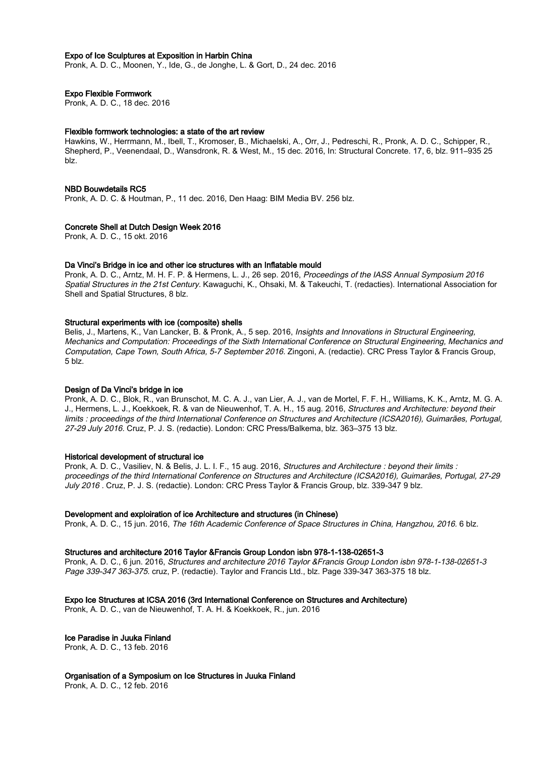**Expo of Ice Sculptures at Exposition in Harbin China**
Pronk, A. D. C., Moonen, Y., Ide, G., de Jonghe, L. & Gort, D., 24 dec. 2016

**Expo Flexible Formwork**
Pronk, A. D. C., 18 dec. 2016

**Flexible formwork technologies: a state of the art review**
Hawkins, W., Herrmann, M., Ibell, T., Kromoser, B., Michaelski, A., Orr, J., Pedreschi, R., Pronk, A. D. C., Schipper, R., Shepherd, P., Veenendaal, D., Wansdronk, R. & West, M., 15 dec. 2016, In: Structural Concrete. 17, 6, blz. 911–935 25 blz.

**NBD Bouwdetails RC5**
Pronk, A. D. C. & Houtman, P., 11 dec. 2016, Den Haag: BIM Media BV. 256 blz.

**Concrete Shell at Dutch Design Week 2016**
Pronk, A. D. C., 15 okt. 2016

**Da Vinci's Bridge in ice and other ice structures with an Inflatable mould**
Pronk, A. D. C., Arntz, M. H. F. P. & Hermens, L. J., 26 sep. 2016, *Proceedings of the IASS Annual Symposium 2016 Spatial Structures in the 21st Century.* Kawaguchi, K., Ohsaki, M. & Takeuchi, T. (redacties). International Association for Shell and Spatial Structures, 8 blz.

**Structural experiments with ice (composite) shells**
Belis, J., Martens, K., Van Lancker, B. & Pronk, A., 5 sep. 2016, *Insights and Innovations in Structural Engineering, Mechanics and Computation: Proceedings of the Sixth International Conference on Structural Engineering, Mechanics and Computation, Cape Town, South Africa, 5-7 September 2016.* Zingoni, A. (redactie). CRC Press Taylor & Francis Group, 5 blz.

**Design of Da Vinci's bridge in ice**
Pronk, A. D. C., Blok, R., van Brunschot, M. C. A. J., van Lier, A. J., van de Mortel, F. F. H., Williams, K. K., Arntz, M. G. A. J., Hermens, L. J., Koekkoek, R. & van de Nieuwenhof, T. A. H., 15 aug. 2016, *Structures and Architecture: beyond their limits : proceedings of the third International Conference on Structures and Architecture (ICSA2016), Guimarães, Portugal, 27-29 July 2016.* Cruz, P. J. S. (redactie). London: CRC Press/Balkema, blz. 363–375 13 blz.

**Historical development of structural ice**
Pronk, A. D. C., Vasiliev, N. & Belis, J. L. I. F., 15 aug. 2016, *Structures and Architecture : beyond their limits : proceedings of the third International Conference on Structures and Architecture (ICSA2016), Guimarães, Portugal, 27-29 July 2016 .* Cruz, P. J. S. (redactie). London: CRC Press Taylor & Francis Group, blz. 339-347 9 blz.

**Development and exploiration of ice Architecture and structures (in Chinese)**
Pronk, A. D. C., 15 jun. 2016, *The 16th Academic Conference of Space Structures in China, Hangzhou, 2016.* 6 blz.

**Structures and architecture 2016 Taylor &Francis Group London isbn 978-1-138-02651-3**
Pronk, A. D. C., 6 jun. 2016, *Structures and architecture 2016 Taylor &Francis Group London isbn 978-1-138-02651-3 Page 339-347 363-375.* cruz, P. (redactie). Taylor and Francis Ltd., blz. Page 339-347 363-375 18 blz.

**Expo Ice Structures at ICSA 2016 (3rd International Conference on Structures and Architecture)**
Pronk, A. D. C., van de Nieuwenhof, T. A. H. & Koekkoek, R., jun. 2016

**Ice Paradise in Juuka Finland**
Pronk, A. D. C., 13 feb. 2016

**Organisation of a Symposium on Ice Structures in Juuka Finland**
Pronk, A. D. C., 12 feb. 2016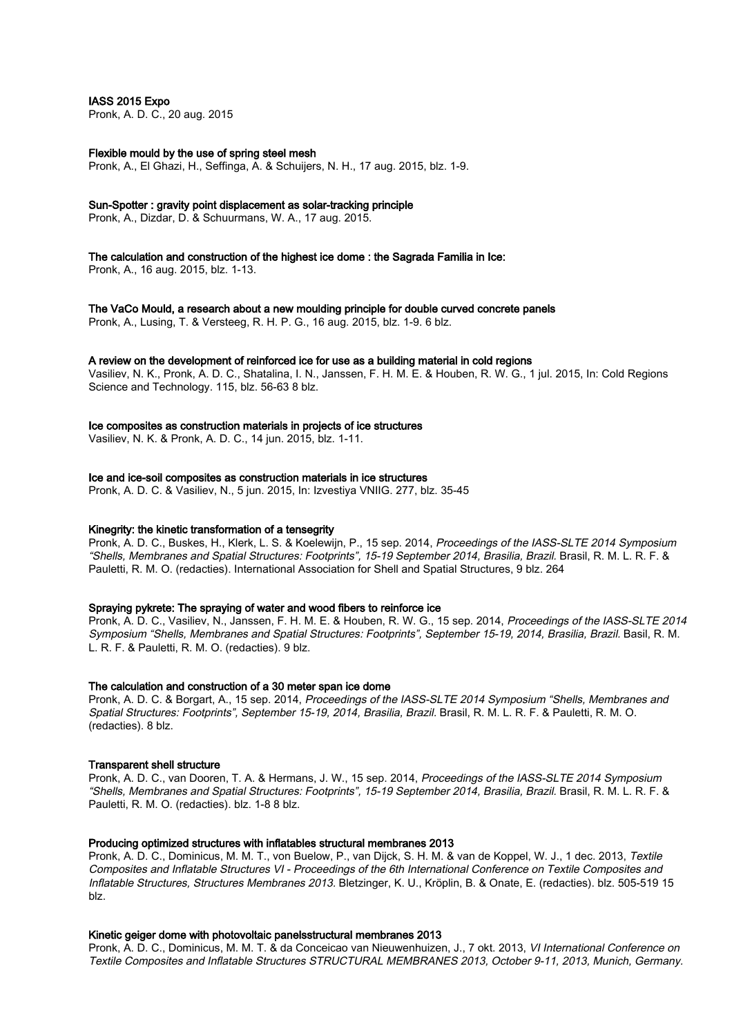**IASS 2015 Expo**
Pronk, A. D. C., 20 aug. 2015

**Flexible mould by the use of spring steel mesh**
Pronk, A., El Ghazi, H., Seffinga, A. & Schuijers, N. H., 17 aug. 2015, blz. 1-9.

**Sun-Spotter : gravity point displacement as solar-tracking principle**
Pronk, A., Dizdar, D. & Schuurmans, W. A., 17 aug. 2015.

**The calculation and construction of the highest ice dome : the Sagrada Familia in Ice:**
Pronk, A., 16 aug. 2015, blz. 1-13.

**The VaCo Mould, a research about a new moulding principle for double curved concrete panels**
Pronk, A., Lusing, T. & Versteeg, R. H. P. G., 16 aug. 2015, blz. 1-9. 6 blz.

**A review on the development of reinforced ice for use as a building material in cold regions**
Vasiliev, N. K., Pronk, A. D. C., Shatalina, I. N., Janssen, F. H. M. E. & Houben, R. W. G., 1 jul. 2015, In: Cold Regions Science and Technology. 115, blz. 56-63 8 blz.

**Ice composites as construction materials in projects of ice structures**
Vasiliev, N. K. & Pronk, A. D. C., 14 jun. 2015, blz. 1-11.

**Ice and ice-soil composites as construction materials in ice structures**
Pronk, A. D. C. & Vasiliev, N., 5 jun. 2015, In: Izvestiya VNIIG. 277, blz. 35-45

**Kinegrity: the kinetic transformation of a tensegrity**
Pronk, A. D. C., Buskes, H., Klerk, L. S. & Koelewijn, P., 15 sep. 2014, *Proceedings of the IASS-SLTE 2014 Symposium "Shells, Membranes and Spatial Structures: Footprints", 15-19 September 2014, Brasilia, Brazil.* Brasil, R. M. L. R. F. & Pauletti, R. M. O. (redacties). International Association for Shell and Spatial Structures, 9 blz. 264

**Spraying pykrete: The spraying of water and wood fibers to reinforce ice**
Pronk, A. D. C., Vasiliev, N., Janssen, F. H. M. E. & Houben, R. W. G., 15 sep. 2014, *Proceedings of the IASS-SLTE 2014 Symposium "Shells, Membranes and Spatial Structures: Footprints", September 15-19, 2014, Brasilia, Brazil.* Basil, R. M. L. R. F. & Pauletti, R. M. O. (redacties). 9 blz.

**The calculation and construction of a 30 meter span ice dome**
Pronk, A. D. C. & Borgart, A., 15 sep. 2014, *Proceedings of the IASS-SLTE 2014 Symposium "Shells, Membranes and Spatial Structures: Footprints", September 15-19, 2014, Brasilia, Brazil.* Brasil, R. M. L. R. F. & Pauletti, R. M. O. (redacties). 8 blz.

**Transparent shell structure**
Pronk, A. D. C., van Dooren, T. A. & Hermans, J. W., 15 sep. 2014, *Proceedings of the IASS-SLTE 2014 Symposium "Shells, Membranes and Spatial Structures: Footprints", 15-19 September 2014, Brasilia, Brazil.* Brasil, R. M. L. R. F. & Pauletti, R. M. O. (redacties). blz. 1-8 8 blz.

**Producing optimized structures with inflatables structural membranes 2013**
Pronk, A. D. C., Dominicus, M. M. T., von Buelow, P., van Dijck, S. H. M. & van de Koppel, W. J., 1 dec. 2013, *Textile Composites and Inflatable Structures VI - Proceedings of the 6th International Conference on Textile Composites and Inflatable Structures, Structures Membranes 2013.* Bletzinger, K. U., Kröplin, B. & Onate, E. (redacties). blz. 505-519 15 blz.

**Kinetic geiger dome with photovoltaic panelsstructural membranes 2013**
Pronk, A. D. C., Dominicus, M. M. T. & da Conceicao van Nieuwenhuizen, J., 7 okt. 2013, *VI International Conference on Textile Composites and Inflatable Structures STRUCTURAL MEMBRANES 2013, October 9-11, 2013, Munich, Germany.*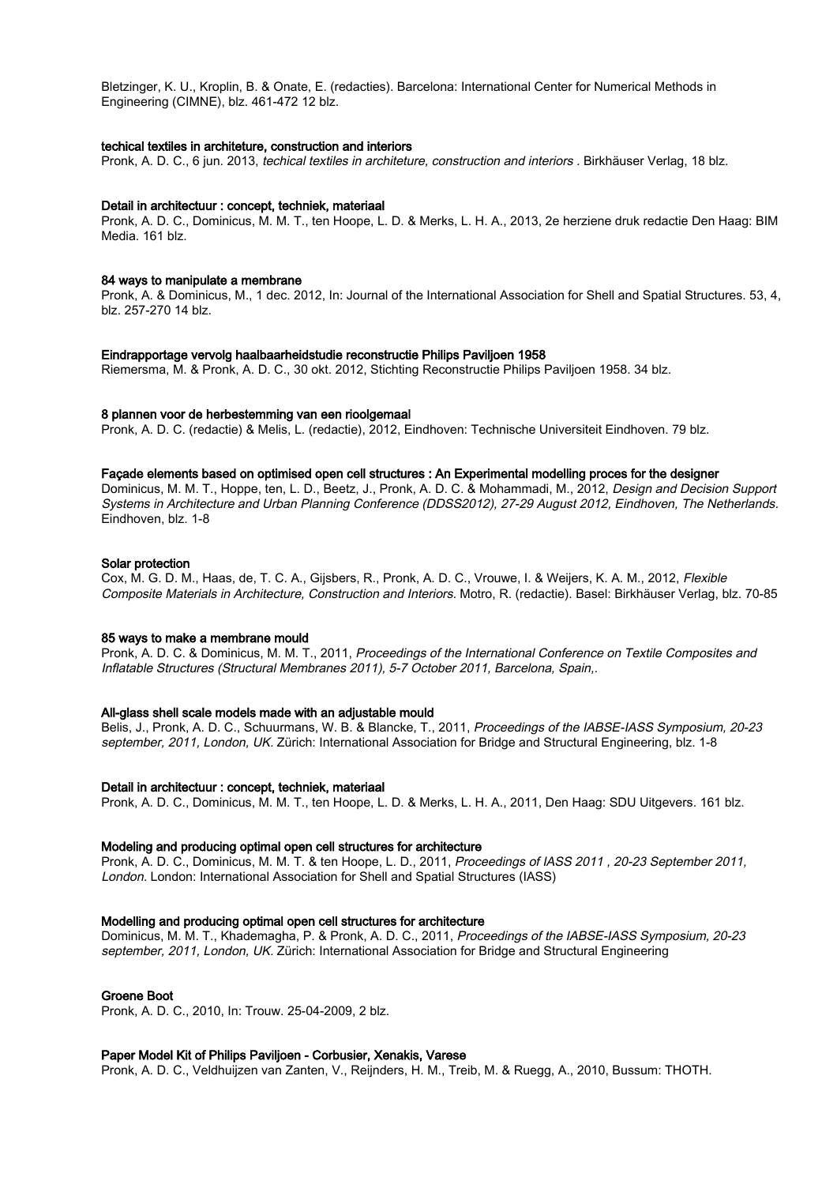Bletzinger, K. U., Kroplin, B. & Onate, E. (redacties). Barcelona: International Center for Numerical Methods in Engineering (CIMNE), blz. 461-472 12 blz.

**techical textiles in architeture, construction and interiors**
Pronk, A. D. C., 6 jun. 2013, *techical textiles in architeture, construction and interiors* . Birkhäuser Verlag, 18 blz.

**Detail in architectuur : concept, techniek, materiaal**
Pronk, A. D. C., Dominicus, M. M. T., ten Hoope, L. D. & Merks, L. H. A., 2013, 2e herziene druk redactie Den Haag: BIM Media. 161 blz.

**84 ways to manipulate a membrane**
Pronk, A. & Dominicus, M., 1 dec. 2012, In: Journal of the International Association for Shell and Spatial Structures. 53, 4, blz. 257-270 14 blz.

**Eindrapportage vervolg haalbaarheidstudie reconstructie Philips Paviljoen 1958**
Riemersma, M. & Pronk, A. D. C., 30 okt. 2012, Stichting Reconstructie Philips Paviljoen 1958. 34 blz.

**8 plannen voor de herbestemming van een rioolgemaal**
Pronk, A. D. C. (redactie) & Melis, L. (redactie), 2012, Eindhoven: Technische Universiteit Eindhoven. 79 blz.

**Façade elements based on optimised open cell structures : An Experimental modelling proces for the designer**
Dominicus, M. M. T., Hoppe, ten, L. D., Beetz, J., Pronk, A. D. C. & Mohammadi, M., 2012, *Design and Decision Support Systems in Architecture and Urban Planning Conference (DDSS2012), 27-29 August 2012, Eindhoven, The Netherlands.* Eindhoven, blz. 1-8

**Solar protection**
Cox, M. G. D. M., Haas, de, T. C. A., Gijsbers, R., Pronk, A. D. C., Vrouwe, I. & Weijers, K. A. M., 2012, *Flexible Composite Materials in Architecture, Construction and Interiors.* Motro, R. (redactie). Basel: Birkhäuser Verlag, blz. 70-85

**85 ways to make a membrane mould**
Pronk, A. D. C. & Dominicus, M. M. T., 2011, *Proceedings of the International Conference on Textile Composites and Inflatable Structures (Structural Membranes 2011), 5-7 October 2011, Barcelona, Spain,.*

**All-glass shell scale models made with an adjustable mould**
Belis, J., Pronk, A. D. C., Schuurmans, W. B. & Blancke, T., 2011, *Proceedings of the IABSE-IASS Symposium, 20-23 september, 2011, London, UK.* Zürich: International Association for Bridge and Structural Engineering, blz. 1-8

**Detail in architectuur : concept, techniek, materiaal**
Pronk, A. D. C., Dominicus, M. M. T., ten Hoope, L. D. & Merks, L. H. A., 2011, Den Haag: SDU Uitgevers. 161 blz.

**Modeling and producing optimal open cell structures for architecture**
Pronk, A. D. C., Dominicus, M. M. T. & ten Hoope, L. D., 2011, *Proceedings of IASS 2011 , 20-23 September 2011, London.* London: International Association for Shell and Spatial Structures (IASS)

**Modelling and producing optimal open cell structures for architecture**
Dominicus, M. M. T., Khademagha, P. & Pronk, A. D. C., 2011, *Proceedings of the IABSE-IASS Symposium, 20-23 september, 2011, London, UK.* Zürich: International Association for Bridge and Structural Engineering

**Groene Boot**
Pronk, A. D. C., 2010, In: Trouw. 25-04-2009, 2 blz.

**Paper Model Kit of Philips Paviljoen - Corbusier, Xenakis, Varese**
Pronk, A. D. C., Veldhuijzen van Zanten, V., Reijnders, H. M., Treib, M. & Ruegg, A., 2010, Bussum: THOTH.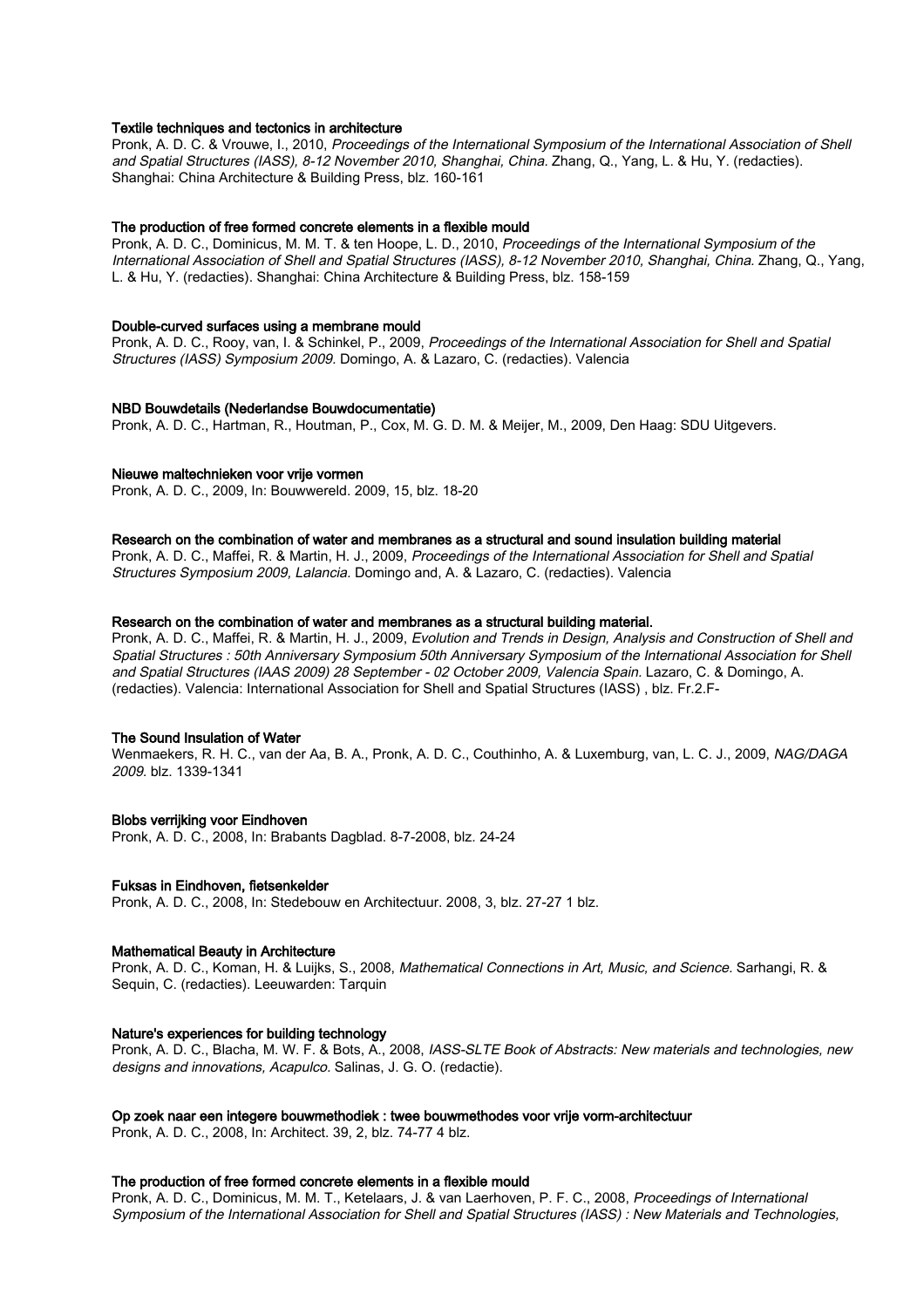**Textile techniques and tectonics in architecture**
Pronk, A. D. C. & Vrouwe, I., 2010, *Proceedings of the International Symposium of the International Association of Shell and Spatial Structures (IASS), 8-12 November 2010, Shanghai, China.* Zhang, Q., Yang, L. & Hu, Y. (redacties). Shanghai: China Architecture & Building Press, blz. 160-161

**The production of free formed concrete elements in a flexible mould**
Pronk, A. D. C., Dominicus, M. M. T. & ten Hoope, L. D., 2010, *Proceedings of the International Symposium of the International Association of Shell and Spatial Structures (IASS), 8-12 November 2010, Shanghai, China.* Zhang, Q., Yang, L. & Hu, Y. (redacties). Shanghai: China Architecture & Building Press, blz. 158-159

**Double-curved surfaces using a membrane mould**
Pronk, A. D. C., Rooy, van, I. & Schinkel, P., 2009, *Proceedings of the International Association for Shell and Spatial Structures (IASS) Symposium 2009.* Domingo, A. & Lazaro, C. (redacties). Valencia

**NBD Bouwdetails (Nederlandse Bouwdocumentatie)**
Pronk, A. D. C., Hartman, R., Houtman, P., Cox, M. G. D. M. & Meijer, M., 2009, Den Haag: SDU Uitgevers.

**Nieuwe maltechnieken voor vrije vormen**
Pronk, A. D. C., 2009, In: Bouwwereld. 2009, 15, blz. 18-20

**Research on the combination of water and membranes as a structural and sound insulation building material**
Pronk, A. D. C., Maffei, R. & Martin, H. J., 2009, *Proceedings of the International Association for Shell and Spatial Structures Symposium 2009, Lalancia.* Domingo and, A. & Lazaro, C. (redacties). Valencia

**Research on the combination of water and membranes as a structural building material.**
Pronk, A. D. C., Maffei, R. & Martin, H. J., 2009, *Evolution and Trends in Design, Analysis and Construction of Shell and Spatial Structures : 50th Anniversary Symposium 50th Anniversary Symposium of the International Association for Shell and Spatial Structures (IAAS 2009) 28 September - 02 October 2009, Valencia Spain.* Lazaro, C. & Domingo, A. (redacties). Valencia: International Association for Shell and Spatial Structures (IASS) , blz. Fr.2.F-

**The Sound Insulation of Water**
Wenmaekers, R. H. C., van der Aa, B. A., Pronk, A. D. C., Couthinho, A. & Luxemburg, van, L. C. J., 2009, *NAG/DAGA 2009.* blz. 1339-1341

**Blobs verrijking voor Eindhoven**
Pronk, A. D. C., 2008, In: Brabants Dagblad. 8-7-2008, blz. 24-24

**Fuksas in Eindhoven, fietsenkelder**
Pronk, A. D. C., 2008, In: Stedebouw en Architectuur. 2008, 3, blz. 27-27 1 blz.

**Mathematical Beauty in Architecture**
Pronk, A. D. C., Koman, H. & Luijks, S., 2008, *Mathematical Connections in Art, Music, and Science.* Sarhangi, R. & Sequin, C. (redacties). Leeuwarden: Tarquin

**Nature's experiences for building technology**
Pronk, A. D. C., Blacha, M. W. F. & Bots, A., 2008, *IASS-SLTE Book of Abstracts: New materials and technologies, new designs and innovations, Acapulco.* Salinas, J. G. O. (redactie).

**Op zoek naar een integere bouwmethodiek : twee bouwmethodes voor vrije vorm-architectuur**
Pronk, A. D. C., 2008, In: Architect. 39, 2, blz. 74-77 4 blz.

**The production of free formed concrete elements in a flexible mould**
Pronk, A. D. C., Dominicus, M. M. T., Ketelaars, J. & van Laerhoven, P. F. C., 2008, *Proceedings of International Symposium of the International Association for Shell and Spatial Structures (IASS) : New Materials and Technologies,*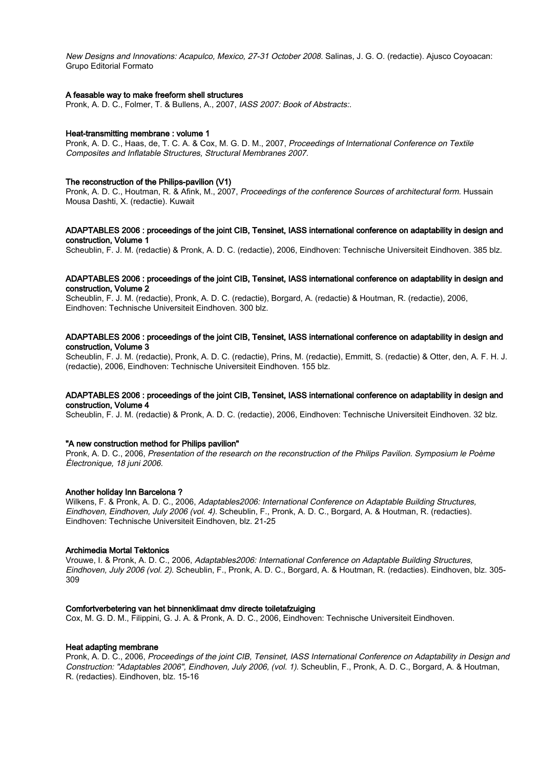*New Designs and Innovations: Acapulco, Mexico, 27-31 October 2008.* Salinas, J. G. O. (redactie). Ajusco Coyoacan: Grupo Editorial Formato

**A feasable way to make freeform shell structures**
Pronk, A. D. C., Folmer, T. & Bullens, A., 2007, *IASS 2007: Book of Abstracts:.*

**Heat-transmitting membrane : volume 1**
Pronk, A. D. C., Haas, de, T. C. A. & Cox, M. G. D. M., 2007, *Proceedings of International Conference on Textile Composites and Inflatable Structures, Structural Membranes 2007.*

**The reconstruction of the Philips-pavilion (V1)**
Pronk, A. D. C., Houtman, R. & Afink, M., 2007, *Proceedings of the conference Sources of architectural form.* Hussain Mousa Dashti, X. (redactie). Kuwait

**ADAPTABLES 2006 : proceedings of the joint CIB, Tensinet, IASS international conference on adaptability in design and construction, Volume 1**
Scheublin, F. J. M. (redactie) & Pronk, A. D. C. (redactie), 2006, Eindhoven: Technische Universiteit Eindhoven. 385 blz.

**ADAPTABLES 2006 : proceedings of the joint CIB, Tensinet, IASS international conference on adaptability in design and construction, Volume 2**
Scheublin, F. J. M. (redactie), Pronk, A. D. C. (redactie), Borgard, A. (redactie) & Houtman, R. (redactie), 2006, Eindhoven: Technische Universiteit Eindhoven. 300 blz.

**ADAPTABLES 2006 : proceedings of the joint CIB, Tensinet, IASS international conference on adaptability in design and construction, Volume 3**
Scheublin, F. J. M. (redactie), Pronk, A. D. C. (redactie), Prins, M. (redactie), Emmitt, S. (redactie) & Otter, den, A. F. H. J. (redactie), 2006, Eindhoven: Technische Universiteit Eindhoven. 155 blz.

**ADAPTABLES 2006 : proceedings of the joint CIB, Tensinet, IASS international conference on adaptability in design and construction, Volume 4**
Scheublin, F. J. M. (redactie) & Pronk, A. D. C. (redactie), 2006, Eindhoven: Technische Universiteit Eindhoven. 32 blz.

**"A new construction method for Philips pavilion"**
Pronk, A. D. C., 2006, *Presentation of the research on the reconstruction of the Philips Pavilion. Symposium le Poème Électronique, 18 juni 2006.*

**Another holiday Inn Barcelona ?**
Wilkens, F. & Pronk, A. D. C., 2006, *Adaptables2006: International Conference on Adaptable Building Structures, Eindhoven, Eindhoven, July 2006 (vol. 4).* Scheublin, F., Pronk, A. D. C., Borgard, A. & Houtman, R. (redacties). Eindhoven: Technische Universiteit Eindhoven, blz. 21-25

**Archimedia Mortal Tektonics**
Vrouwe, I. & Pronk, A. D. C., 2006, *Adaptables2006: International Conference on Adaptable Building Structures, Eindhoven, July 2006 (vol. 2).* Scheublin, F., Pronk, A. D. C., Borgard, A. & Houtman, R. (redacties). Eindhoven, blz. 305-309

**Comfortverbetering van het binnenklimaat dmv directe toiletafzuiging**
Cox, M. G. D. M., Filippini, G. J. A. & Pronk, A. D. C., 2006, Eindhoven: Technische Universiteit Eindhoven.

**Heat adapting membrane**
Pronk, A. D. C., 2006, *Proceedings of the joint CIB, Tensinet, IASS International Conference on Adaptability in Design and Construction: "Adaptables 2006", Eindhoven, July 2006, (vol. 1).* Scheublin, F., Pronk, A. D. C., Borgard, A. & Houtman, R. (redacties). Eindhoven, blz. 15-16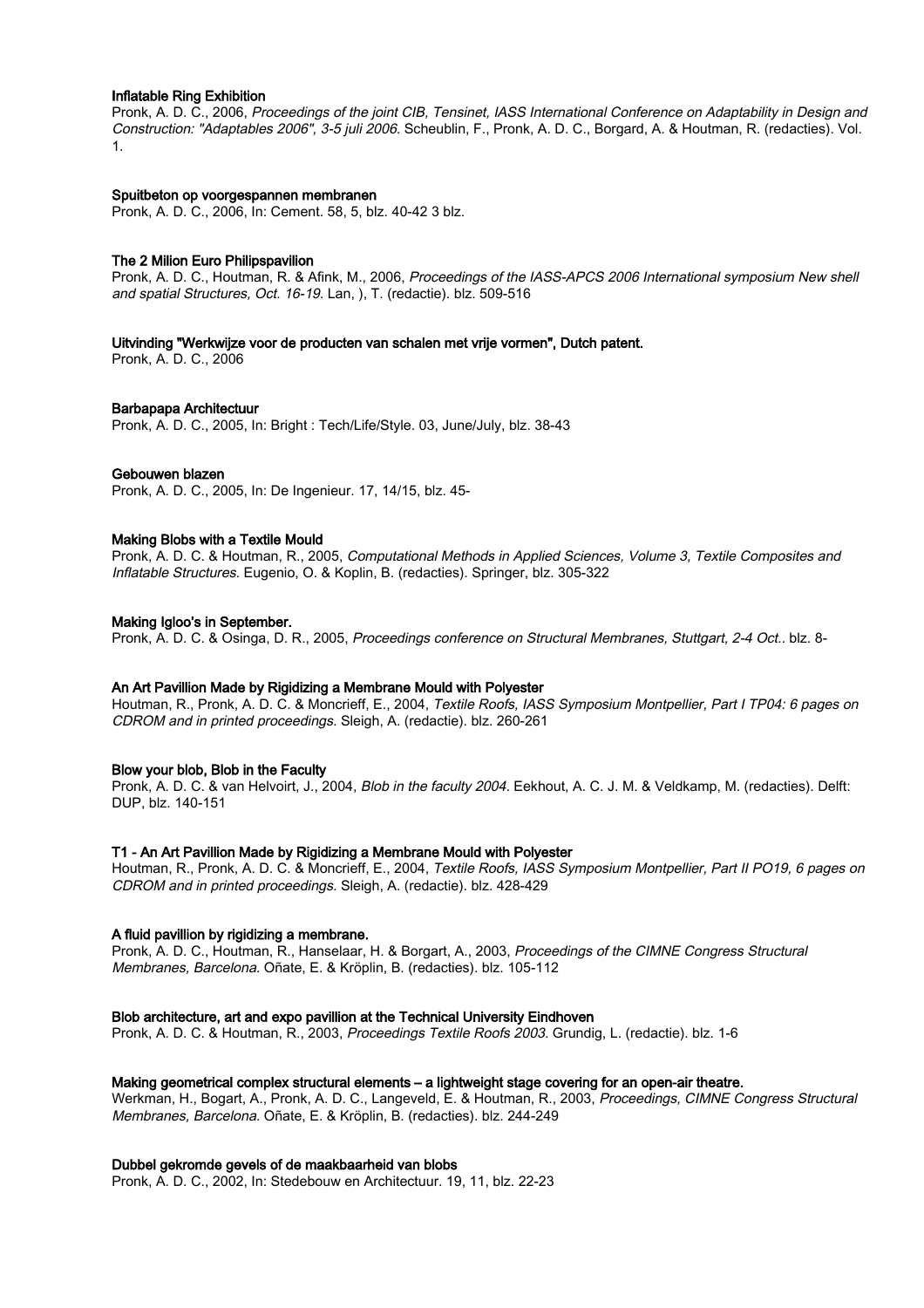**Inflatable Ring Exhibition**
Pronk, A. D. C., 2006, *Proceedings of the joint CIB, Tensinet, IASS International Conference on Adaptability in Design and Construction: "Adaptables 2006", 3-5 juli 2006.* Scheublin, F., Pronk, A. D. C., Borgard, A. & Houtman, R. (redacties). Vol. 1.

**Spuitbeton op voorgespannen membranen**
Pronk, A. D. C., 2006, In: Cement. 58, 5, blz. 40-42 3 blz.

**The 2 Milion Euro Philipspavilion**
Pronk, A. D. C., Houtman, R. & Afink, M., 2006, *Proceedings of the IASS-APCS 2006 International symposium New shell and spatial Structures, Oct. 16-19.* Lan, ), T. (redactie). blz. 509-516

**Uitvinding "Werkwijze voor de producten van schalen met vrije vormen", Dutch patent.**
Pronk, A. D. C., 2006

**Barbapapa Architectuur**
Pronk, A. D. C., 2005, In: Bright : Tech/Life/Style. 03, June/July, blz. 38-43

**Gebouwen blazen**
Pronk, A. D. C., 2005, In: De Ingenieur. 17, 14/15, blz. 45-

**Making Blobs with a Textile Mould**
Pronk, A. D. C. & Houtman, R., 2005, *Computational Methods in Applied Sciences, Volume 3, Textile Composites and Inflatable Structures.* Eugenio, O. & Koplin, B. (redacties). Springer, blz. 305-322

**Making Igloo's in September.**
Pronk, A. D. C. & Osinga, D. R., 2005, *Proceedings conference on Structural Membranes, Stuttgart, 2-4 Oct..* blz. 8-

**An Art Pavillion Made by Rigidizing a Membrane Mould with Polyester**
Houtman, R., Pronk, A. D. C. & Moncrieff, E., 2004, *Textile Roofs, IASS Symposium Montpellier, Part I TP04: 6 pages on CDROM and in printed proceedings.* Sleigh, A. (redactie). blz. 260-261

**Blow your blob, Blob in the Faculty**
Pronk, A. D. C. & van Helvoirt, J., 2004, *Blob in the faculty 2004.* Eekhout, A. C. J. M. & Veldkamp, M. (redacties). Delft: DUP, blz. 140-151

**T1 - An Art Pavillion Made by Rigidizing a Membrane Mould with Polyester**
Houtman, R., Pronk, A. D. C. & Moncrieff, E., 2004, *Textile Roofs, IASS Symposium Montpellier, Part II PO19, 6 pages on CDROM and in printed proceedings.* Sleigh, A. (redactie). blz. 428-429

**A fluid pavillion by rigidizing a membrane.**
Pronk, A. D. C., Houtman, R., Hanselaar, H. & Borgart, A., 2003, *Proceedings of the CIMNE Congress Structural Membranes, Barcelona.* Oñate, E. & Kröplin, B. (redacties). blz. 105-112

**Blob architecture, art and expo pavillion at the Technical University Eindhoven**
Pronk, A. D. C. & Houtman, R., 2003, *Proceedings Textile Roofs 2003.* Grundig, L. (redactie). blz. 1-6

**Making geometrical complex structural elements – a lightweight stage covering for an open-air theatre.**
Werkman, H., Bogart, A., Pronk, A. D. C., Langeveld, E. & Houtman, R., 2003, *Proceedings, CIMNE Congress Structural Membranes, Barcelona.* Oñate, E. & Kröplin, B. (redacties). blz. 244-249

**Dubbel gekromde gevels of de maakbaarheid van blobs**
Pronk, A. D. C., 2002, In: Stedebouw en Architectuur. 19, 11, blz. 22-23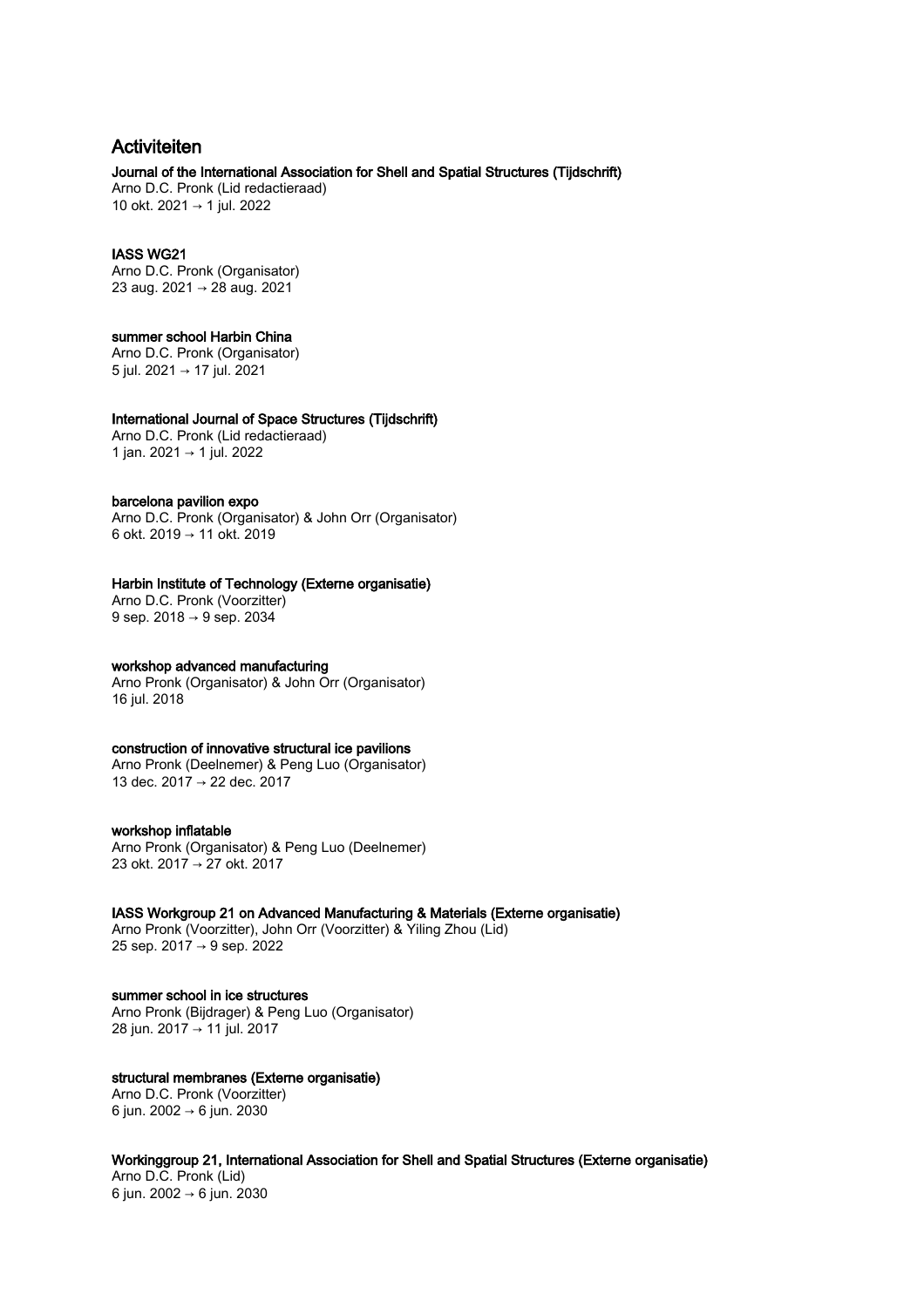## Activiteiten

**Journal of the International Association for Shell and Spatial Structures (Tijdschrift)**
Arno D.C. Pronk (Lid redactieraad)
10 okt. 2021 → 1 jul. 2022

**IASS WG21**
Arno D.C. Pronk (Organisator)
23 aug. 2021 → 28 aug. 2021

**summer school Harbin China**
Arno D.C. Pronk (Organisator)
5 jul. 2021 → 17 jul. 2021

**International Journal of Space Structures (Tijdschrift)**
Arno D.C. Pronk (Lid redactieraad)
1 jan. 2021 → 1 jul. 2022

**barcelona pavilion expo**
Arno D.C. Pronk (Organisator) & John Orr (Organisator)
6 okt. 2019 → 11 okt. 2019

**Harbin Institute of Technology (Externe organisatie)**
Arno D.C. Pronk (Voorzitter)
9 sep. 2018 → 9 sep. 2034

**workshop advanced manufacturing**
Arno Pronk (Organisator) & John Orr (Organisator)
16 jul. 2018

**construction of innovative structural ice pavilions**
Arno Pronk (Deelnemer) & Peng Luo (Organisator)
13 dec. 2017 → 22 dec. 2017

**workshop inflatable**
Arno Pronk (Organisator) & Peng Luo (Deelnemer)
23 okt. 2017 → 27 okt. 2017

**IASS Workgroup 21 on Advanced Manufacturing & Materials (Externe organisatie)**
Arno Pronk (Voorzitter), John Orr (Voorzitter) & Yiling Zhou (Lid)
25 sep. 2017 → 9 sep. 2022

**summer school in ice structures**
Arno Pronk (Bijdrager) & Peng Luo (Organisator)
28 jun. 2017 → 11 jul. 2017

**structural membranes (Externe organisatie)**
Arno D.C. Pronk (Voorzitter)
6 jun. 2002 → 6 jun. 2030

**Workinggroup 21, International Association for Shell and Spatial Structures (Externe organisatie)**
Arno D.C. Pronk (Lid)
6 jun. 2002 → 6 jun. 2030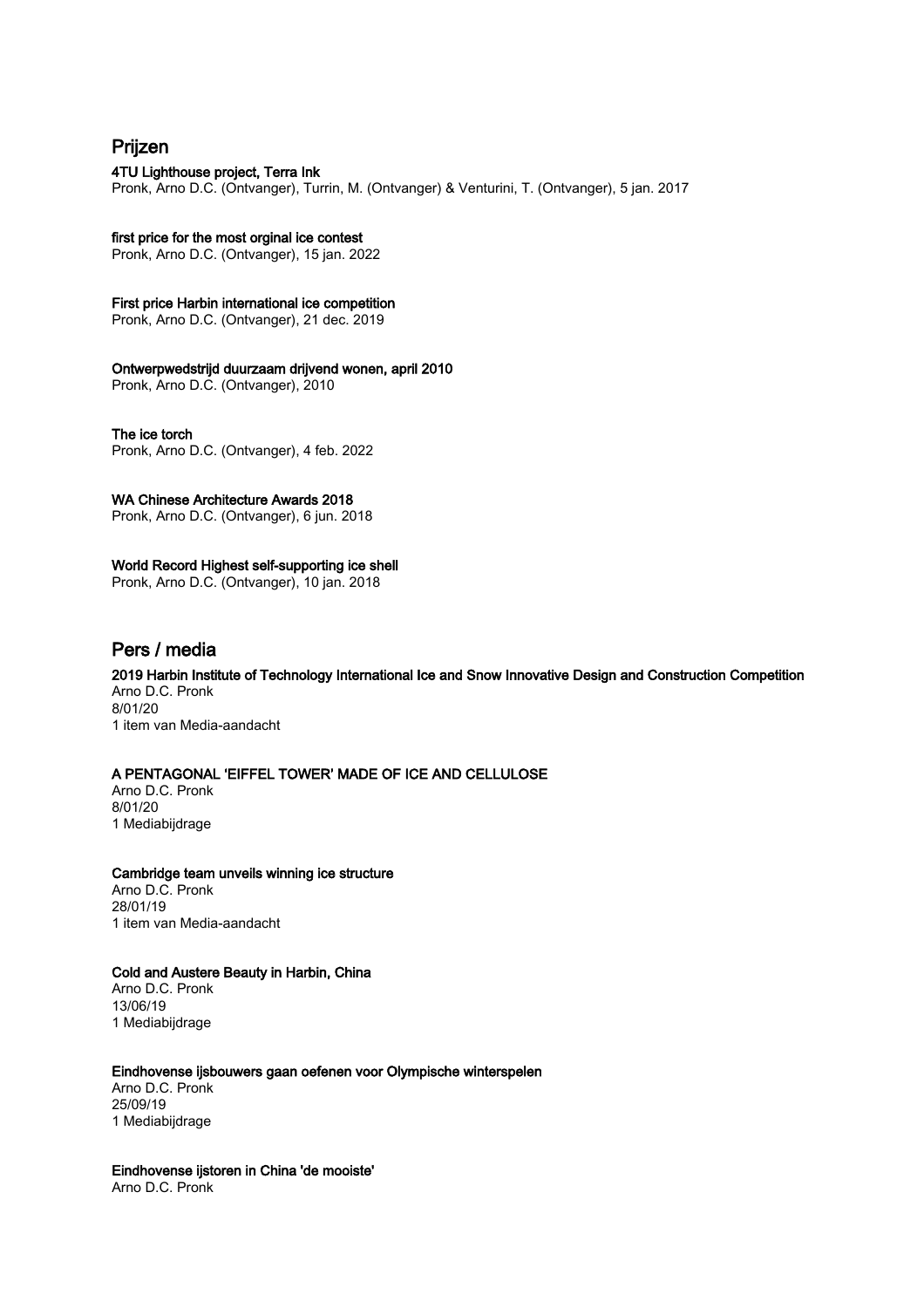## Prijzen

**4TU Lighthouse project, Terra Ink**
Pronk, Arno D.C. (Ontvanger), Turrin, M. (Ontvanger) & Venturini, T. (Ontvanger), 5 jan. 2017

**first price for the most orginal ice contest**
Pronk, Arno D.C. (Ontvanger), 15 jan. 2022

**First price Harbin international ice competition**
Pronk, Arno D.C. (Ontvanger), 21 dec. 2019

**Ontwerpwedstrijd duurzaam drijvend wonen, april 2010**
Pronk, Arno D.C. (Ontvanger), 2010

**The ice torch**
Pronk, Arno D.C. (Ontvanger), 4 feb. 2022

**WA Chinese Architecture Awards 2018**
Pronk, Arno D.C. (Ontvanger), 6 jun. 2018

**World Record Highest self-supporting ice shell**
Pronk, Arno D.C. (Ontvanger), 10 jan. 2018

## Pers / media

**2019 Harbin Institute of Technology International Ice and Snow Innovative Design and Construction Competition**
Arno D.C. Pronk
8/01/20
1 item van Media-aandacht

**A PENTAGONAL 'EIFFEL TOWER' MADE OF ICE AND CELLULOSE**
Arno D.C. Pronk
8/01/20
1 Mediabijdrage

**Cambridge team unveils winning ice structure**
Arno D.C. Pronk
28/01/19
1 item van Media-aandacht

**Cold and Austere Beauty in Harbin, China**
Arno D.C. Pronk
13/06/19
1 Mediabijdrage

**Eindhovense ijsbouwers gaan oefenen voor Olympische winterspelen**
Arno D.C. Pronk
25/09/19
1 Mediabijdrage

**Eindhovense ijstoren in China 'de mooiste'**
Arno D.C. Pronk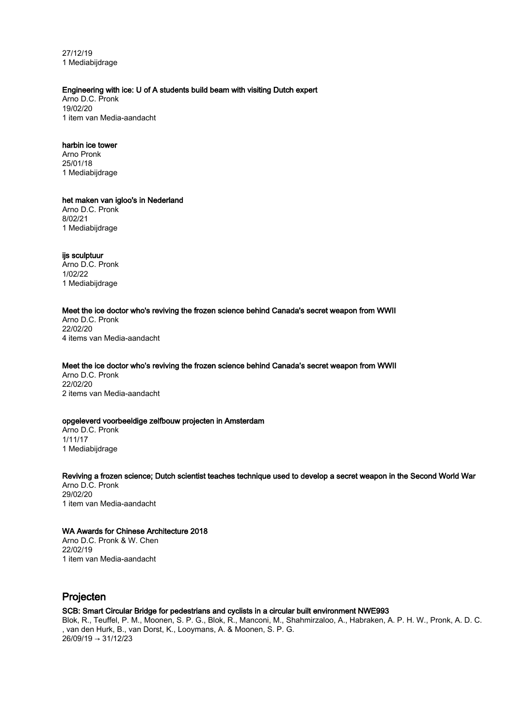27/12/19
1 Mediabijdrage

**Engineering with ice: U of A students build beam with visiting Dutch expert**
Arno D.C. Pronk
19/02/20
1 item van Media-aandacht

**harbin ice tower**
Arno Pronk
25/01/18
1 Mediabijdrage

**het maken van igloo's in Nederland**
Arno D.C. Pronk
8/02/21
1 Mediabijdrage

**ijs sculptuur**
Arno D.C. Pronk
1/02/22
1 Mediabijdrage

**Meet the ice doctor who's reviving the frozen science behind Canada's secret weapon from WWII**
Arno D.C. Pronk
22/02/20
4 items van Media-aandacht

**Meet the ice doctor who's reviving the frozen science behind Canada's secret weapon from WWII**
Arno D.C. Pronk
22/02/20
2 items van Media-aandacht

**opgeleverd voorbeeldige zelfbouw projecten in Amsterdam**
Arno D.C. Pronk
1/11/17
1 Mediabijdrage

**Reviving a frozen science; Dutch scientist teaches technique used to develop a secret weapon in the Second World War**
Arno D.C. Pronk
29/02/20
1 item van Media-aandacht

**WA Awards for Chinese Architecture 2018**
Arno D.C. Pronk & W. Chen
22/02/19
1 item van Media-aandacht

## Projecten

**SCB: Smart Circular Bridge for pedestrians and cyclists in a circular built environment NWE993**
Blok, R., Teuffel, P. M., Moonen, S. P. G., Blok, R., Manconi, M., Shahmirzaloo, A., Habraken, A. P. H. W., Pronk, A. D. C. , van den Hurk, B., van Dorst, K., Looymans, A. & Moonen, S. P. G.
26/09/19 → 31/12/23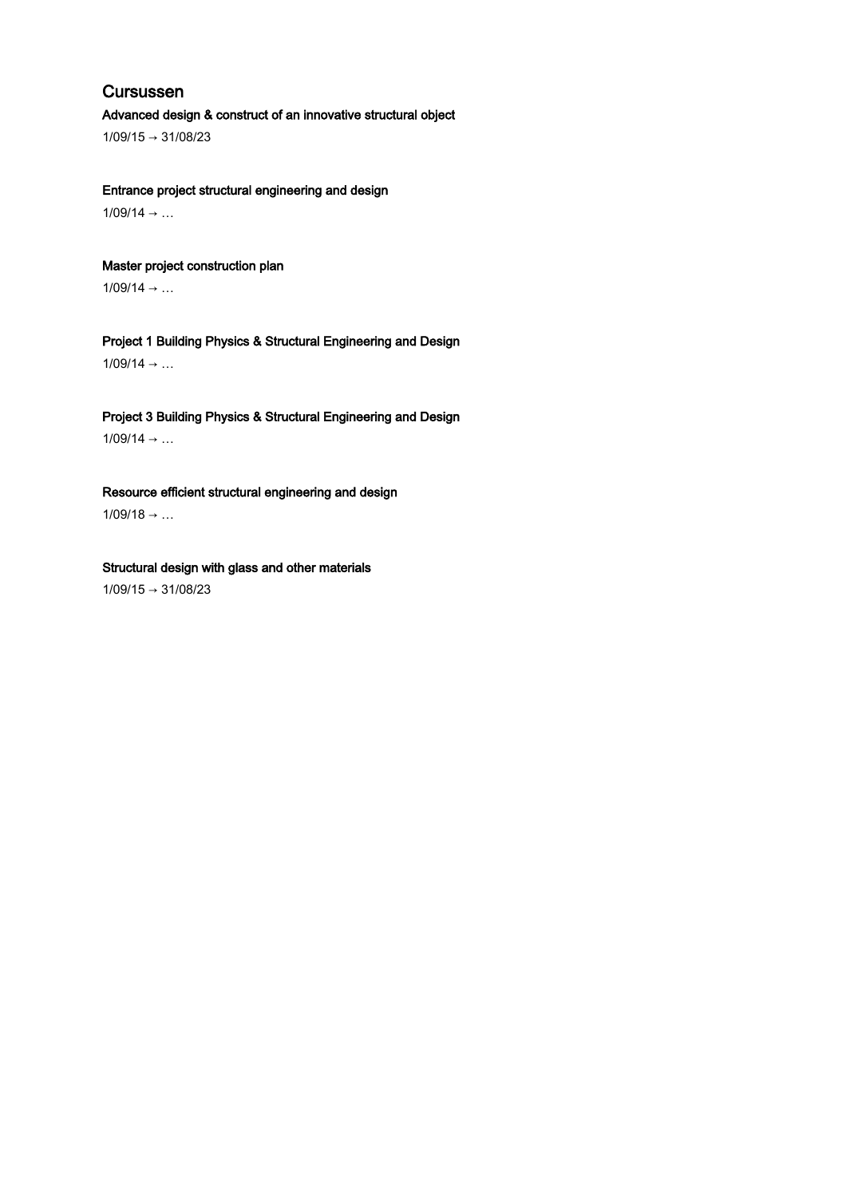## Cursussen

**Advanced design & construct of an innovative structural object**

1/09/15 → 31/08/23

**Entrance project structural engineering and design**

1/09/14 → …

**Master project construction plan**

1/09/14 → …

**Project 1 Building Physics & Structural Engineering and Design**

1/09/14 → …

**Project 3 Building Physics & Structural Engineering and Design**

1/09/14 → …

**Resource efficient structural engineering and design**

1/09/18 → …

**Structural design with glass and other materials**

1/09/15 → 31/08/23